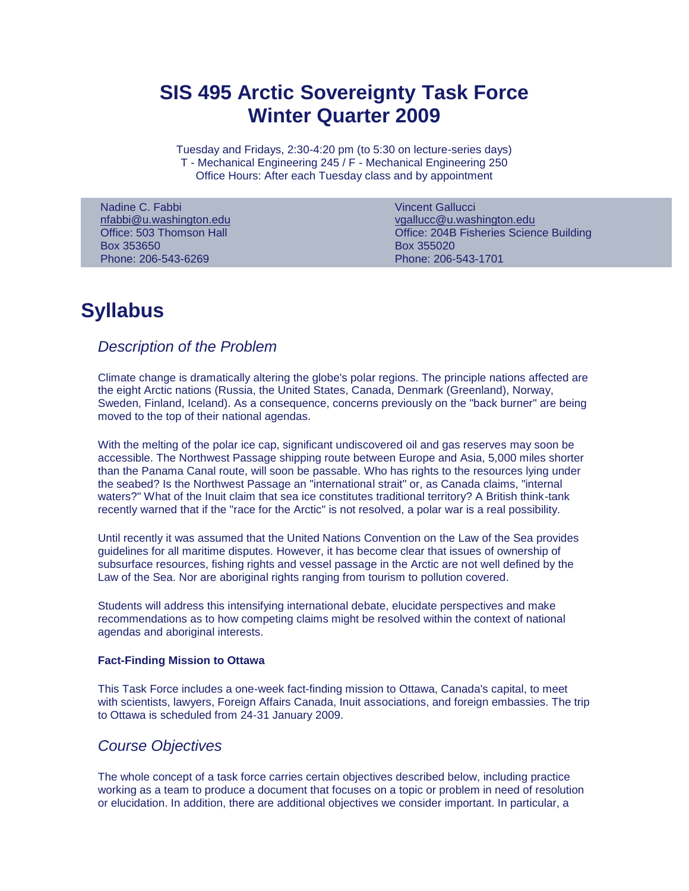# SIS 495 Arctic Sovereignty Task Force
# Winter Quarter 2009

Tuesday and Fridays, 2:30-4:20 pm (to 5:30 on lecture-series days)
T - Mechanical Engineering 245 / F - Mechanical Engineering 250
Office Hours: After each Tuesday class and by appointment

| Nadine C. Fabbi | Vincent Gallucci |
|---|---|
| nfabbi@u.washington.edu | vgallucc@u.washington.edu |
| Office: 503 Thomson Hall | Office: 204B Fisheries Science Building |
| Box 353650 | Box 355020 |
| Phone: 206-543-6269 | Phone: 206-543-1701 |

## Syllabus

### *Description of the Problem*

Climate change is dramatically altering the globe's polar regions. The principle nations affected are the eight Arctic nations (Russia, the United States, Canada, Denmark (Greenland), Norway, Sweden, Finland, Iceland). As a consequence, concerns previously on the "back burner" are being moved to the top of their national agendas.

With the melting of the polar ice cap, significant undiscovered oil and gas reserves may soon be accessible. The Northwest Passage shipping route between Europe and Asia, 5,000 miles shorter than the Panama Canal route, will soon be passable. Who has rights to the resources lying under the seabed? Is the Northwest Passage an "international strait" or, as Canada claims, "internal waters?" What of the Inuit claim that sea ice constitutes traditional territory? A British think-tank recently warned that if the "race for the Arctic" is not resolved, a polar war is a real possibility.

Until recently it was assumed that the United Nations Convention on the Law of the Sea provides guidelines for all maritime disputes. However, it has become clear that issues of ownership of subsurface resources, fishing rights and vessel passage in the Arctic are not well defined by the Law of the Sea. Nor are aboriginal rights ranging from tourism to pollution covered.

Students will address this intensifying international debate, elucidate perspectives and make recommendations as to how competing claims might be resolved within the context of national agendas and aboriginal interests.

#### Fact-Finding Mission to Ottawa

This Task Force includes a one-week fact-finding mission to Ottawa, Canada's capital, to meet with scientists, lawyers, Foreign Affairs Canada, Inuit associations, and foreign embassies. The trip to Ottawa is scheduled from 24-31 January 2009.

### *Course Objectives*

The whole concept of a task force carries certain objectives described below, including practice working as a team to produce a document that focuses on a topic or problem in need of resolution or elucidation. In addition, there are additional objectives we consider important. In particular, a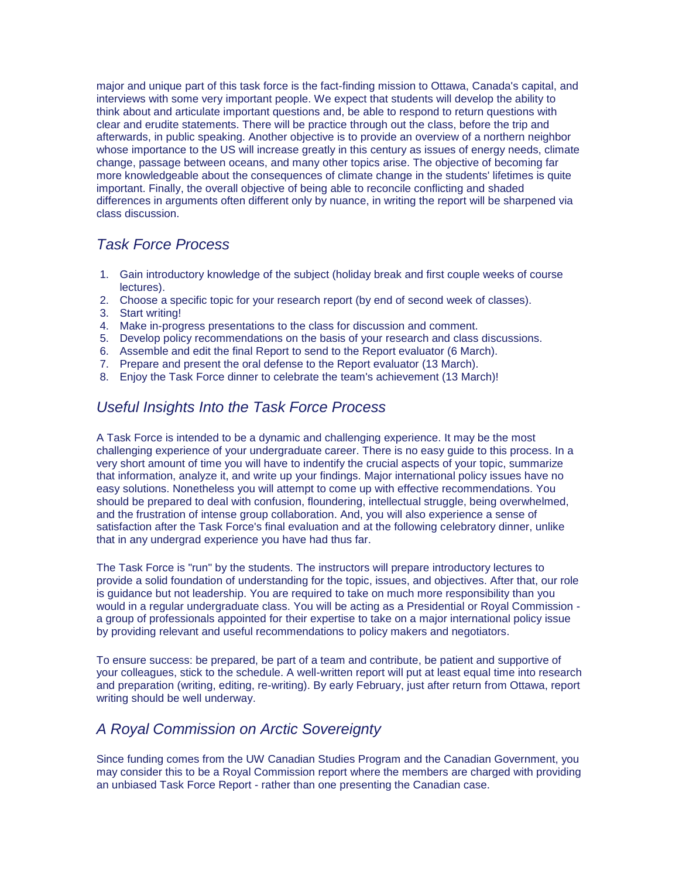major and unique part of this task force is the fact-finding mission to Ottawa, Canada's capital, and interviews with some very important people. We expect that students will develop the ability to think about and articulate important questions and, be able to respond to return questions with clear and erudite statements. There will be practice through out the class, before the trip and afterwards, in public speaking. Another objective is to provide an overview of a northern neighbor whose importance to the US will increase greatly in this century as issues of energy needs, climate change, passage between oceans, and many other topics arise. The objective of becoming far more knowledgeable about the consequences of climate change in the students' lifetimes is quite important. Finally, the overall objective of being able to reconcile conflicting and shaded differences in arguments often different only by nuance, in writing the report will be sharpened via class discussion.

## *Task Force Process*

1. Gain introductory knowledge of the subject (holiday break and first couple weeks of course lectures).
2. Choose a specific topic for your research report (by end of second week of classes).
3. Start writing!
4. Make in-progress presentations to the class for discussion and comment.
5. Develop policy recommendations on the basis of your research and class discussions.
6. Assemble and edit the final Report to send to the Report evaluator (6 March).
7. Prepare and present the oral defense to the Report evaluator (13 March).
8. Enjoy the Task Force dinner to celebrate the team's achievement (13 March)!

## *Useful Insights Into the Task Force Process*

A Task Force is intended to be a dynamic and challenging experience. It may be the most challenging experience of your undergraduate career. There is no easy guide to this process. In a very short amount of time you will have to indentify the crucial aspects of your topic, summarize that information, analyze it, and write up your findings. Major international policy issues have no easy solutions. Nonetheless you will attempt to come up with effective recommendations. You should be prepared to deal with confusion, floundering, intellectual struggle, being overwhelmed, and the frustration of intense group collaboration. And, you will also experience a sense of satisfaction after the Task Force's final evaluation and at the following celebratory dinner, unlike that in any undergrad experience you have had thus far.

The Task Force is "run" by the students. The instructors will prepare introductory lectures to provide a solid foundation of understanding for the topic, issues, and objectives. After that, our role is guidance but not leadership. You are required to take on much more responsibility than you would in a regular undergraduate class. You will be acting as a Presidential or Royal Commission - a group of professionals appointed for their expertise to take on a major international policy issue by providing relevant and useful recommendations to policy makers and negotiators.

To ensure success: be prepared, be part of a team and contribute, be patient and supportive of your colleagues, stick to the schedule. A well-written report will put at least equal time into research and preparation (writing, editing, re-writing). By early February, just after return from Ottawa, report writing should be well underway.

## *A Royal Commission on Arctic Sovereignty*

Since funding comes from the UW Canadian Studies Program and the Canadian Government, you may consider this to be a Royal Commission report where the members are charged with providing an unbiased Task Force Report - rather than one presenting the Canadian case.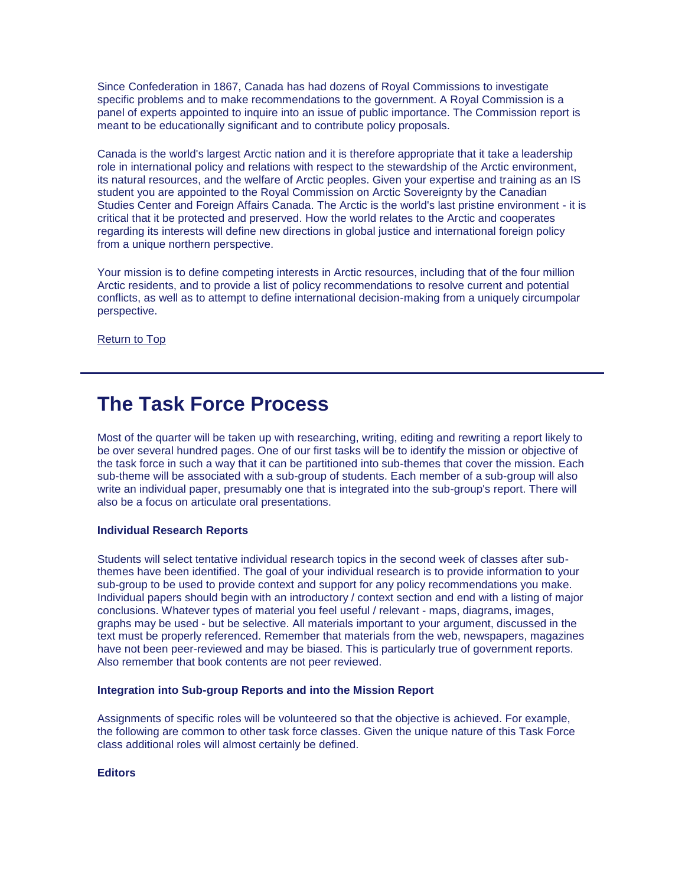Since Confederation in 1867, Canada has had dozens of Royal Commissions to investigate specific problems and to make recommendations to the government. A Royal Commission is a panel of experts appointed to inquire into an issue of public importance. The Commission report is meant to be educationally significant and to contribute policy proposals.

Canada is the world's largest Arctic nation and it is therefore appropriate that it take a leadership role in international policy and relations with respect to the stewardship of the Arctic environment, its natural resources, and the welfare of Arctic peoples. Given your expertise and training as an IS student you are appointed to the Royal Commission on Arctic Sovereignty by the Canadian Studies Center and Foreign Affairs Canada. The Arctic is the world's last pristine environment - it is critical that it be protected and preserved. How the world relates to the Arctic and cooperates regarding its interests will define new directions in global justice and international foreign policy from a unique northern perspective.

Your mission is to define competing interests in Arctic resources, including that of the four million Arctic residents, and to provide a list of policy recommendations to resolve current and potential conflicts, as well as to attempt to define international decision-making from a uniquely circumpolar perspective.

Return to Top

---

# The Task Force Process

Most of the quarter will be taken up with researching, writing, editing and rewriting a report likely to be over several hundred pages. One of our first tasks will be to identify the mission or objective of the task force in such a way that it can be partitioned into sub-themes that cover the mission. Each sub-theme will be associated with a sub-group of students. Each member of a sub-group will also write an individual paper, presumably one that is integrated into the sub-group's report. There will also be a focus on articulate oral presentations.

**Individual Research Reports**

Students will select tentative individual research topics in the second week of classes after sub-themes have been identified. The goal of your individual research is to provide information to your sub-group to be used to provide context and support for any policy recommendations you make. Individual papers should begin with an introductory / context section and end with a listing of major conclusions. Whatever types of material you feel useful / relevant - maps, diagrams, images, graphs may be used - but be selective. All materials important to your argument, discussed in the text must be properly referenced. Remember that materials from the web, newspapers, magazines have not been peer-reviewed and may be biased. This is particularly true of government reports. Also remember that book contents are not peer reviewed.

**Integration into Sub-group Reports and into the Mission Report**

Assignments of specific roles will be volunteered so that the objective is achieved. For example, the following are common to other task force classes. Given the unique nature of this Task Force class additional roles will almost certainly be defined.

**Editors**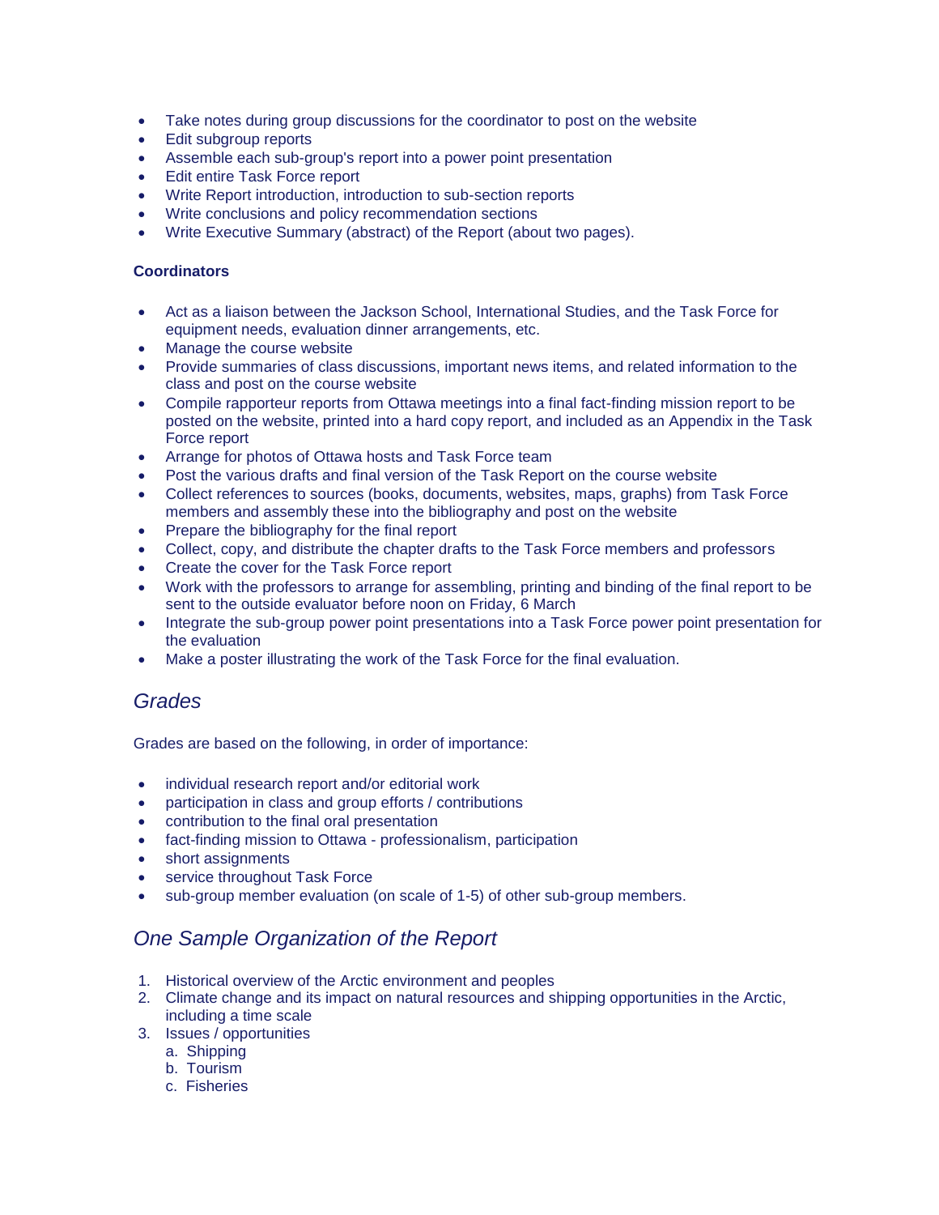- Take notes during group discussions for the coordinator to post on the website
- Edit subgroup reports
- Assemble each sub-group's report into a power point presentation
- Edit entire Task Force report
- Write Report introduction, introduction to sub-section reports
- Write conclusions and policy recommendation sections
- Write Executive Summary (abstract) of the Report (about two pages).

**Coordinators**

- Act as a liaison between the Jackson School, International Studies, and the Task Force for equipment needs, evaluation dinner arrangements, etc.
- Manage the course website
- Provide summaries of class discussions, important news items, and related information to the class and post on the course website
- Compile rapporteur reports from Ottawa meetings into a final fact-finding mission report to be posted on the website, printed into a hard copy report, and included as an Appendix in the Task Force report
- Arrange for photos of Ottawa hosts and Task Force team
- Post the various drafts and final version of the Task Report on the course website
- Collect references to sources (books, documents, websites, maps, graphs) from Task Force members and assembly these into the bibliography and post on the website
- Prepare the bibliography for the final report
- Collect, copy, and distribute the chapter drafts to the Task Force members and professors
- Create the cover for the Task Force report
- Work with the professors to arrange for assembling, printing and binding of the final report to be sent to the outside evaluator before noon on Friday, 6 March
- Integrate the sub-group power point presentations into a Task Force power point presentation for the evaluation
- Make a poster illustrating the work of the Task Force for the final evaluation.

## *Grades*

Grades are based on the following, in order of importance:

- individual research report and/or editorial work
- participation in class and group efforts / contributions
- contribution to the final oral presentation
- fact-finding mission to Ottawa - professionalism, participation
- short assignments
- service throughout Task Force
- sub-group member evaluation (on scale of 1-5) of other sub-group members.

## *One Sample Organization of the Report*

1. Historical overview of the Arctic environment and peoples
2. Climate change and its impact on natural resources and shipping opportunities in the Arctic, including a time scale
3. Issues / opportunities
   a. Shipping
   b. Tourism
   c. Fisheries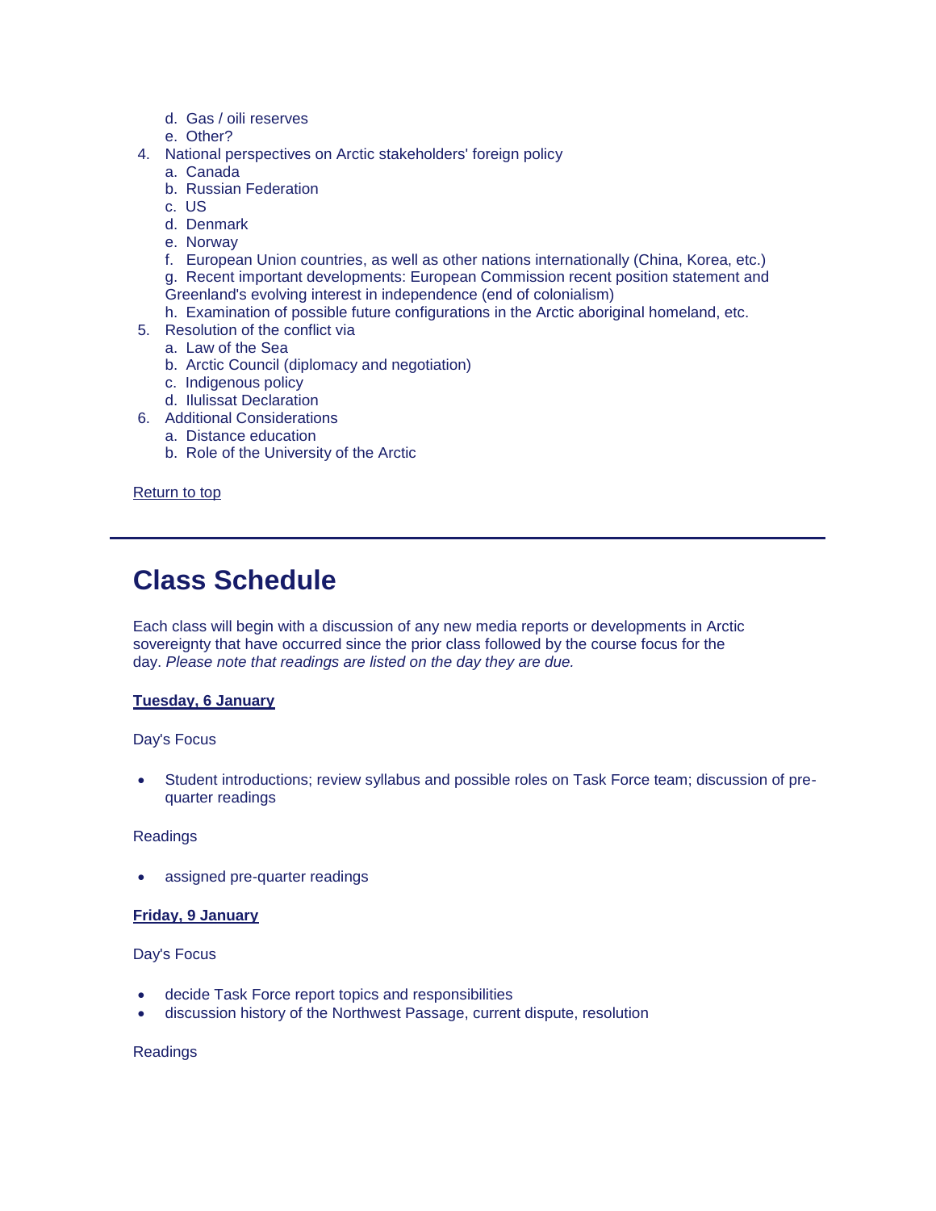d. Gas / oili reserves
   e. Other?
4. National perspectives on Arctic stakeholders' foreign policy
   a. Canada
   b. Russian Federation
   c. US
   d. Denmark
   e. Norway
   f. European Union countries, as well as other nations internationally (China, Korea, etc.)
   g. Recent important developments: European Commission recent position statement and Greenland's evolving interest in independence (end of colonialism)
   h. Examination of possible future configurations in the Arctic aboriginal homeland, etc.
5. Resolution of the conflict via
   a. Law of the Sea
   b. Arctic Council (diplomacy and negotiation)
   c. Indigenous policy
   d. Ilulissat Declaration
6. Additional Considerations
   a. Distance education
   b. Role of the University of the Arctic

Return to top

---

# Class Schedule

Each class will begin with a discussion of any new media reports or developments in Arctic sovereignty that have occurred since the prior class followed by the course focus for the day. *Please note that readings are listed on the day they are due.*

**Tuesday, 6 January**

Day's Focus

- Student introductions; review syllabus and possible roles on Task Force team; discussion of pre-quarter readings

Readings

- assigned pre-quarter readings

**Friday, 9 January**

Day's Focus

- decide Task Force report topics and responsibilities
- discussion history of the Northwest Passage, current dispute, resolution

Readings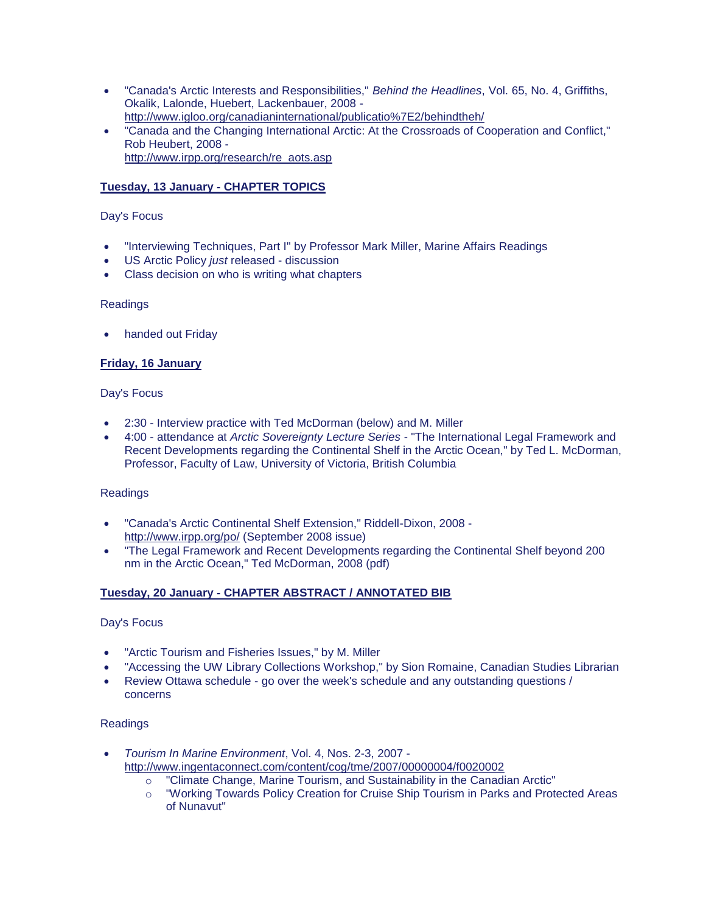- "Canada's Arctic Interests and Responsibilities," *Behind the Headlines*, Vol. 65, No. 4, Griffiths, Okalik, Lalonde, Huebert, Lackenbauer, 2008 - http://www.igloo.org/canadianinternational/publicatio%7E2/behindtheh/
- "Canada and the Changing International Arctic: At the Crossroads of Cooperation and Conflict," Rob Heubert, 2008 - http://www.irpp.org/research/re_aots.asp

**Tuesday, 13 January - CHAPTER TOPICS**

Day's Focus

- "Interviewing Techniques, Part I" by Professor Mark Miller, Marine Affairs Readings
- US Arctic Policy *just* released - discussion
- Class decision on who is writing what chapters

Readings

- handed out Friday

**Friday, 16 January**

Day's Focus

- 2:30 - Interview practice with Ted McDorman (below) and M. Miller
- 4:00 - attendance at *Arctic Sovereignty Lecture Series* - "The International Legal Framework and Recent Developments regarding the Continental Shelf in the Arctic Ocean," by Ted L. McDorman, Professor, Faculty of Law, University of Victoria, British Columbia

Readings

- "Canada's Arctic Continental Shelf Extension," Riddell-Dixon, 2008 - http://www.irpp.org/po/ (September 2008 issue)
- "The Legal Framework and Recent Developments regarding the Continental Shelf beyond 200 nm in the Arctic Ocean," Ted McDorman, 2008 (pdf)

**Tuesday, 20 January - CHAPTER ABSTRACT / ANNOTATED BIB**

Day's Focus

- "Arctic Tourism and Fisheries Issues," by M. Miller
- "Accessing the UW Library Collections Workshop," by Sion Romaine, Canadian Studies Librarian
- Review Ottawa schedule - go over the week's schedule and any outstanding questions / concerns

Readings

- *Tourism In Marine Environment*, Vol. 4, Nos. 2-3, 2007 - http://www.ingentaconnect.com/content/cog/tme/2007/00000004/f0020002
    - "Climate Change, Marine Tourism, and Sustainability in the Canadian Arctic"
    - "Working Towards Policy Creation for Cruise Ship Tourism in Parks and Protected Areas of Nunavut"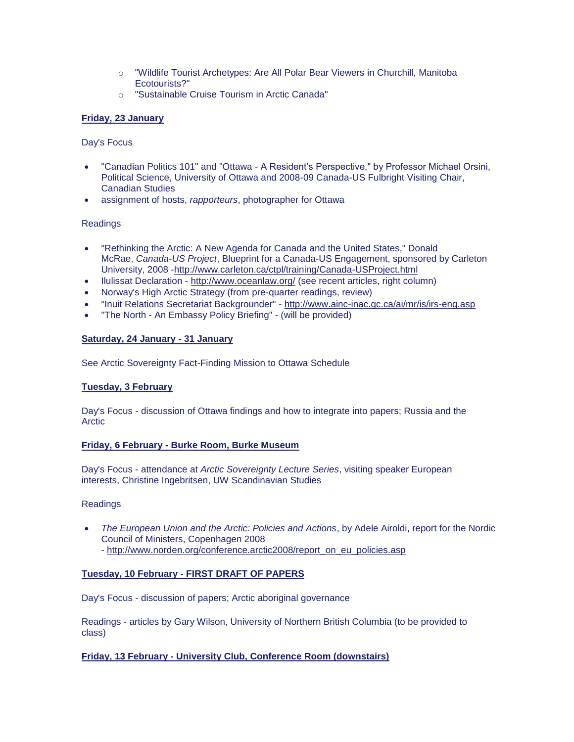- "Wildlife Tourist Archetypes: Are All Polar Bear Viewers in Churchill, Manitoba Ecotourists?"
- "Sustainable Cruise Tourism in Arctic Canada"

**Friday, 23 January**

Day's Focus

- "Canadian Politics 101" and "Ottawa - A Resident's Perspective," by Professor Michael Orsini, Political Science, University of Ottawa and 2008-09 Canada-US Fulbright Visiting Chair, Canadian Studies
- assignment of hosts, *rapporteurs*, photographer for Ottawa

Readings

- "Rethinking the Arctic: A New Agenda for Canada and the United States," Donald McRae, *Canada-US Project*, Blueprint for a Canada-US Engagement, sponsored by Carleton University, 2008 -http://www.carleton.ca/ctpl/training/Canada-USProject.html
- Ilulissat Declaration - http://www.oceanlaw.org/ (see recent articles, right column)
- Norway's High Arctic Strategy (from pre-quarter readings, review)
- "Inuit Relations Secretariat Backgrounder" - http://www.ainc-inac.gc.ca/ai/mr/is/irs-eng.asp
- "The North - An Embassy Policy Briefing" - (will be provided)

**Saturday, 24 January - 31 January**

See Arctic Sovereignty Fact-Finding Mission to Ottawa Schedule

**Tuesday, 3 February**

Day's Focus - discussion of Ottawa findings and how to integrate into papers; Russia and the Arctic

**Friday, 6 February - Burke Room, Burke Museum**

Day's Focus - attendance at *Arctic Sovereignty Lecture Series*, visiting speaker European interests, Christine Ingebritsen, UW Scandinavian Studies

Readings

- *The European Union and the Arctic: Policies and Actions*, by Adele Airoldi, report for the Nordic Council of Ministers, Copenhagen 2008
  - http://www.norden.org/conference.arctic2008/report_on_eu_policies.asp

**Tuesday, 10 February - FIRST DRAFT OF PAPERS**

Day's Focus - discussion of papers; Arctic aboriginal governance

Readings - articles by Gary Wilson, University of Northern British Columbia (to be provided to class)

**Friday, 13 February - University Club, Conference Room (downstairs)**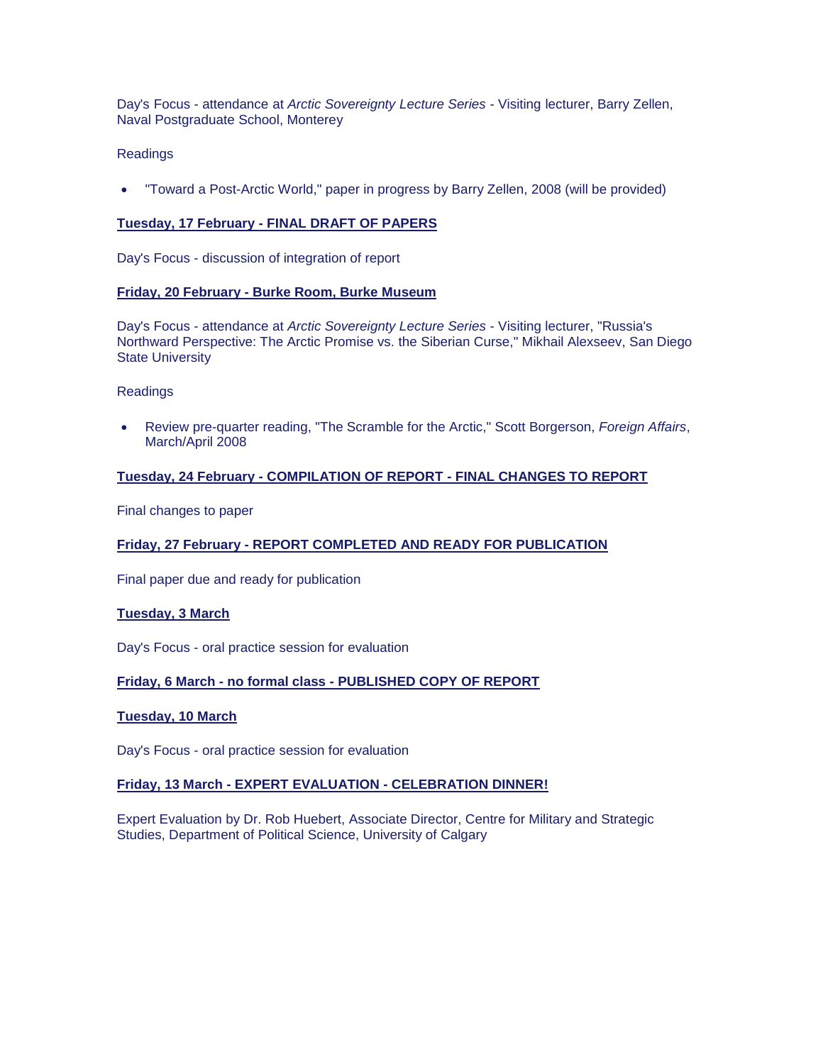Day's Focus - attendance at *Arctic Sovereignty Lecture Series* - Visiting lecturer, Barry Zellen, Naval Postgraduate School, Monterey

Readings

- "Toward a Post-Arctic World," paper in progress by Barry Zellen, 2008 (will be provided)

**Tuesday, 17 February - FINAL DRAFT OF PAPERS**

Day's Focus - discussion of integration of report

**Friday, 20 February - Burke Room, Burke Museum**

Day's Focus - attendance at *Arctic Sovereignty Lecture Series* - Visiting lecturer, "Russia's Northward Perspective: The Arctic Promise vs. the Siberian Curse," Mikhail Alexseev, San Diego State University

Readings

- Review pre-quarter reading, "The Scramble for the Arctic," Scott Borgerson, *Foreign Affairs*, March/April 2008

**Tuesday, 24 February - COMPILATION OF REPORT - FINAL CHANGES TO REPORT**

Final changes to paper

**Friday, 27 February - REPORT COMPLETED AND READY FOR PUBLICATION**

Final paper due and ready for publication

**Tuesday, 3 March**

Day's Focus - oral practice session for evaluation

**Friday, 6 March - no formal class - PUBLISHED COPY OF REPORT**

**Tuesday, 10 March**

Day's Focus - oral practice session for evaluation

**Friday, 13 March - EXPERT EVALUATION - CELEBRATION DINNER!**

Expert Evaluation by Dr. Rob Huebert, Associate Director, Centre for Military and Strategic Studies, Department of Political Science, University of Calgary